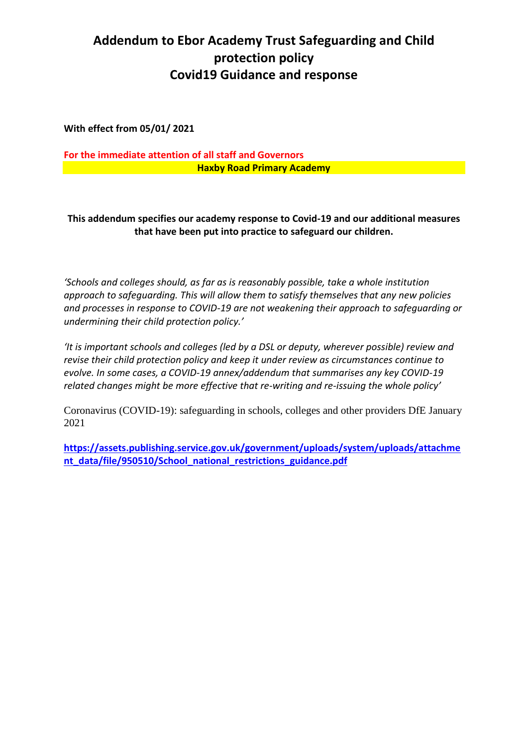# Addendum to Ebor Academy Trust Safeguarding and Child protection policy
# Covid19 Guidance and response

**With effect from 05/01/ 2021**

**For the immediate attention of all staff and Governors**

**Haxby Road Primary Academy**

**This addendum specifies our academy response to Covid-19 and our additional measures that have been put into practice to safeguard our children.**

*'Schools and colleges should, as far as is reasonably possible, take a whole institution approach to safeguarding. This will allow them to satisfy themselves that any new policies and processes in response to COVID-19 are not weakening their approach to safeguarding or undermining their child protection policy.'*

*'It is important schools and colleges (led by a DSL or deputy, wherever possible) review and revise their child protection policy and keep it under review as circumstances continue to evolve. In some cases, a COVID-19 annex/addendum that summarises any key COVID-19 related changes might be more effective that re-writing and re-issuing the whole policy'*

Coronavirus (COVID-19): safeguarding in schools, colleges and other providers DfE January 2021

**https://assets.publishing.service.gov.uk/government/uploads/system/uploads/attachment_data/file/950510/School_national_restrictions_guidance.pdf**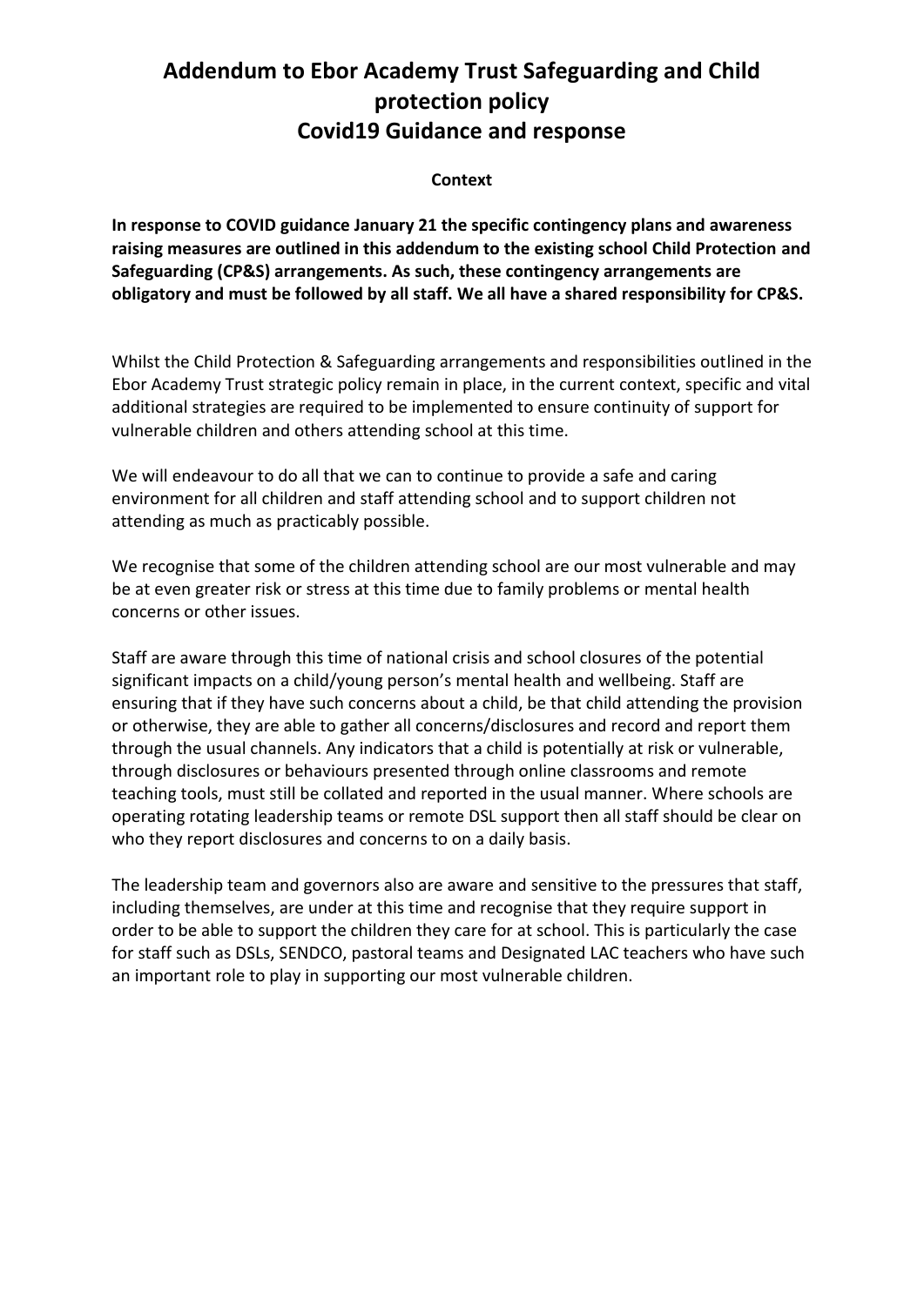# Addendum to Ebor Academy Trust Safeguarding and Child protection policy
# Covid19 Guidance and response

**Context**

**In response to COVID guidance January 21 the specific contingency plans and awareness raising measures are outlined in this addendum to the existing school Child Protection and Safeguarding (CP&S) arrangements. As such, these contingency arrangements are obligatory and must be followed by all staff. We all have a shared responsibility for CP&S.**

Whilst the Child Protection & Safeguarding arrangements and responsibilities outlined in the Ebor Academy Trust strategic policy remain in place, in the current context, specific and vital additional strategies are required to be implemented to ensure continuity of support for vulnerable children and others attending school at this time.

We will endeavour to do all that we can to continue to provide a safe and caring environment for all children and staff attending school and to support children not attending as much as practicably possible.

We recognise that some of the children attending school are our most vulnerable and may be at even greater risk or stress at this time due to family problems or mental health concerns or other issues.

Staff are aware through this time of national crisis and school closures of the potential significant impacts on a child/young person's mental health and wellbeing. Staff are ensuring that if they have such concerns about a child, be that child attending the provision or otherwise, they are able to gather all concerns/disclosures and record and report them through the usual channels. Any indicators that a child is potentially at risk or vulnerable, through disclosures or behaviours presented through online classrooms and remote teaching tools, must still be collated and reported in the usual manner. Where schools are operating rotating leadership teams or remote DSL support then all staff should be clear on who they report disclosures and concerns to on a daily basis.

The leadership team and governors also are aware and sensitive to the pressures that staff, including themselves, are under at this time and recognise that they require support in order to be able to support the children they care for at school. This is particularly the case for staff such as DSLs, SENDCO, pastoral teams and Designated LAC teachers who have such an important role to play in supporting our most vulnerable children.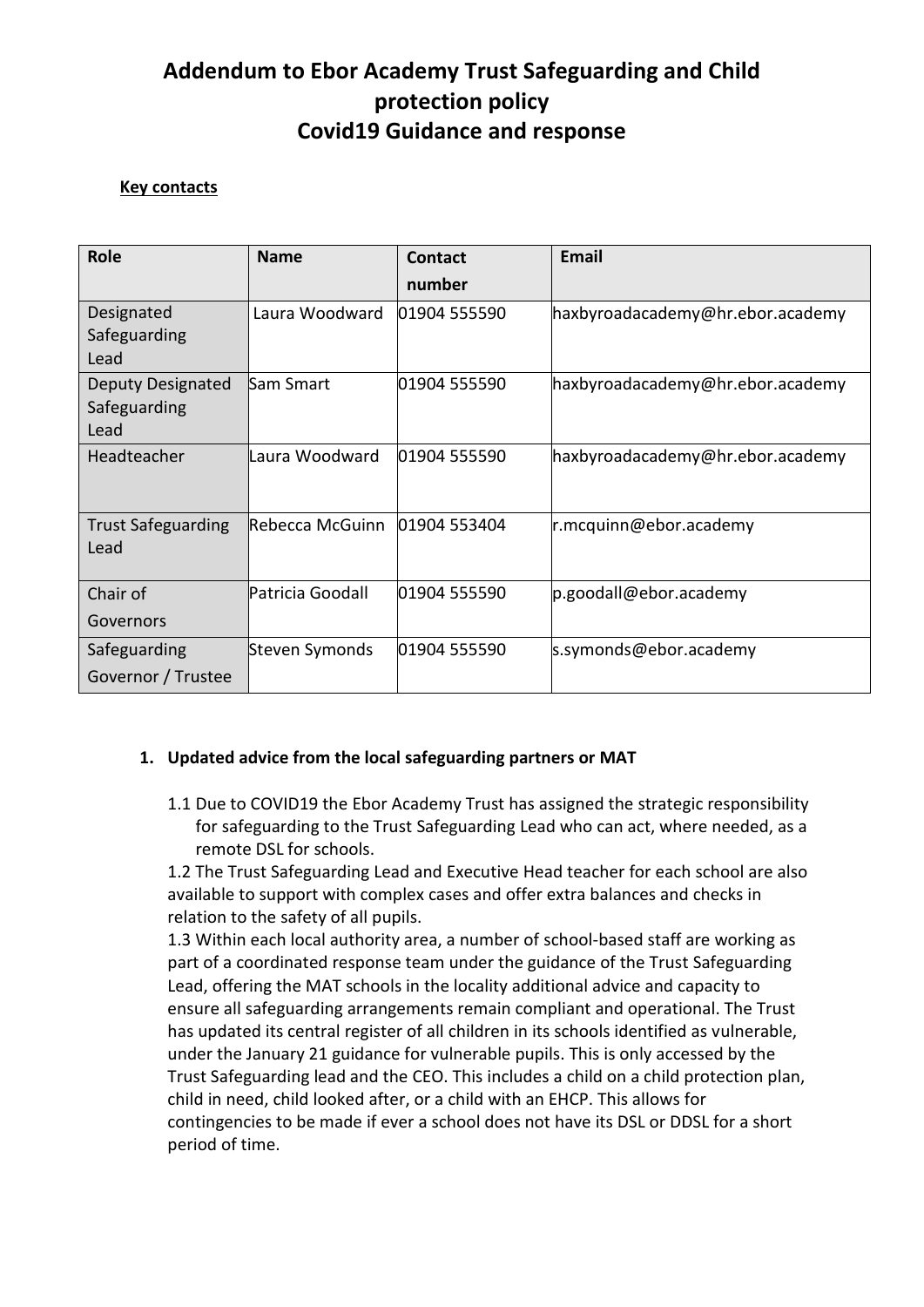# Addendum to Ebor Academy Trust Safeguarding and Child protection policy
# Covid19 Guidance and response

**Key contacts**

| Role | Name | Contact number | Email |
|---|---|---|---|
| Designated Safeguarding Lead | Laura Woodward | 01904 555590 | haxbyroadacademy@hr.ebor.academy |
| Deputy Designated Safeguarding Lead | Sam Smart | 01904 555590 | haxbyroadacademy@hr.ebor.academy |
| Headteacher | Laura Woodward | 01904 555590 | haxbyroadacademy@hr.ebor.academy |
| Trust Safeguarding Lead | Rebecca McGuinn | 01904 553404 | r.mcquinn@ebor.academy |
| Chair of Governors | Patricia Goodall | 01904 555590 | p.goodall@ebor.academy |
| Safeguarding Governor / Trustee | Steven Symonds | 01904 555590 | s.symonds@ebor.academy |

## 1. Updated advice from the local safeguarding partners or MAT

1.1 Due to COVID19 the Ebor Academy Trust has assigned the strategic responsibility for safeguarding to the Trust Safeguarding Lead who can act, where needed, as a remote DSL for schools.

1.2 The Trust Safeguarding Lead and Executive Head teacher for each school are also available to support with complex cases and offer extra balances and checks in relation to the safety of all pupils.

1.3 Within each local authority area, a number of school-based staff are working as part of a coordinated response team under the guidance of the Trust Safeguarding Lead, offering the MAT schools in the locality additional advice and capacity to ensure all safeguarding arrangements remain compliant and operational. The Trust has updated its central register of all children in its schools identified as vulnerable, under the January 21 guidance for vulnerable pupils. This is only accessed by the Trust Safeguarding lead and the CEO. This includes a child on a child protection plan, child in need, child looked after, or a child with an EHCP. This allows for contingencies to be made if ever a school does not have its DSL or DDSL for a short period of time.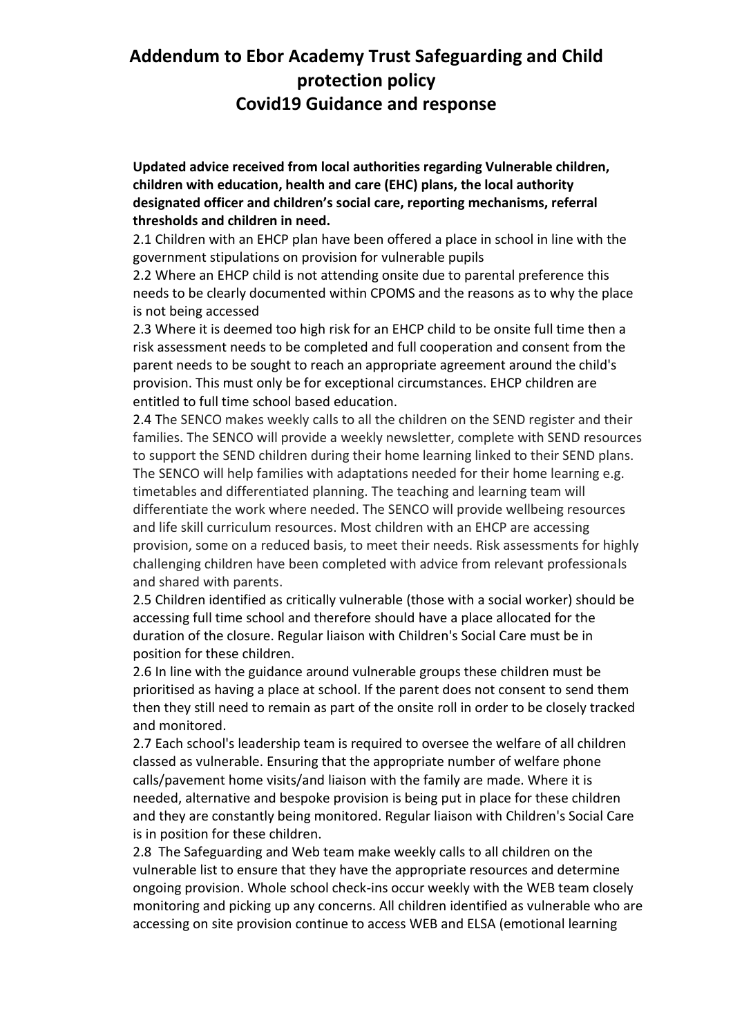# Addendum to Ebor Academy Trust Safeguarding and Child protection policy
# Covid19 Guidance and response

**Updated advice received from local authorities regarding Vulnerable children, children with education, health and care (EHC) plans, the local authority designated officer and children's social care, reporting mechanisms, referral thresholds and children in need.**

2.1 Children with an EHCP plan have been offered a place in school in line with the government stipulations on provision for vulnerable pupils

2.2 Where an EHCP child is not attending onsite due to parental preference this needs to be clearly documented within CPOMS and the reasons as to why the place is not being accessed

2.3 Where it is deemed too high risk for an EHCP child to be onsite full time then a risk assessment needs to be completed and full cooperation and consent from the parent needs to be sought to reach an appropriate agreement around the child's provision. This must only be for exceptional circumstances. EHCP children are entitled to full time school based education.

2.4 The SENCO makes weekly calls to all the children on the SEND register and their families. The SENCO will provide a weekly newsletter, complete with SEND resources to support the SEND children during their home learning linked to their SEND plans. The SENCO will help families with adaptations needed for their home learning e.g. timetables and differentiated planning. The teaching and learning team will differentiate the work where needed. The SENCO will provide wellbeing resources and life skill curriculum resources. Most children with an EHCP are accessing provision, some on a reduced basis, to meet their needs. Risk assessments for highly challenging children have been completed with advice from relevant professionals and shared with parents.

2.5 Children identified as critically vulnerable (those with a social worker) should be accessing full time school and therefore should have a place allocated for the duration of the closure. Regular liaison with Children's Social Care must be in position for these children.

2.6 In line with the guidance around vulnerable groups these children must be prioritised as having a place at school. If the parent does not consent to send them then they still need to remain as part of the onsite roll in order to be closely tracked and monitored.

2.7 Each school's leadership team is required to oversee the welfare of all children classed as vulnerable. Ensuring that the appropriate number of welfare phone calls/pavement home visits/and liaison with the family are made. Where it is needed, alternative and bespoke provision is being put in place for these children and they are constantly being monitored. Regular liaison with Children's Social Care is in position for these children.

2.8 The Safeguarding and Web team make weekly calls to all children on the vulnerable list to ensure that they have the appropriate resources and determine ongoing provision. Whole school check-ins occur weekly with the WEB team closely monitoring and picking up any concerns. All children identified as vulnerable who are accessing on site provision continue to access WEB and ELSA (emotional learning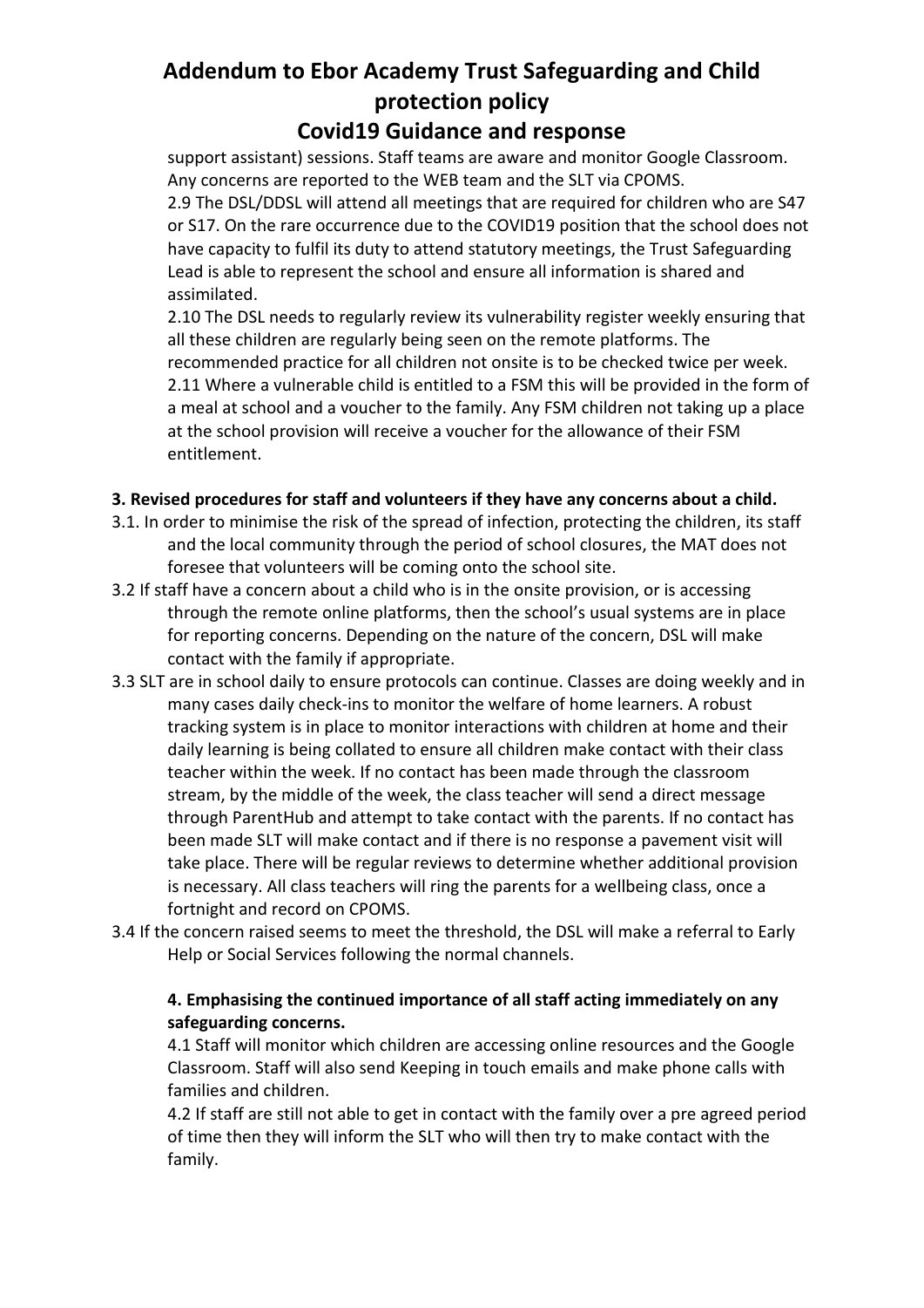support assistant) sessions. Staff teams are aware and monitor Google Classroom. Any concerns are reported to the WEB team and the SLT via CPOMS.

2.9 The DSL/DDSL will attend all meetings that are required for children who are S47 or S17. On the rare occurrence due to the COVID19 position that the school does not have capacity to fulfil its duty to attend statutory meetings, the Trust Safeguarding Lead is able to represent the school and ensure all information is shared and assimilated.

2.10 The DSL needs to regularly review its vulnerability register weekly ensuring that all these children are regularly being seen on the remote platforms. The recommended practice for all children not onsite is to be checked twice per week.

2.11 Where a vulnerable child is entitled to a FSM this will be provided in the form of a meal at school and a voucher to the family. Any FSM children not taking up a place at the school provision will receive a voucher for the allowance of their FSM entitlement.

**3. Revised procedures for staff and volunteers if they have any concerns about a child.**

3.1. In order to minimise the risk of the spread of infection, protecting the children, its staff and the local community through the period of school closures, the MAT does not foresee that volunteers will be coming onto the school site.

3.2 If staff have a concern about a child who is in the onsite provision, or is accessing through the remote online platforms, then the school's usual systems are in place for reporting concerns. Depending on the nature of the concern, DSL will make contact with the family if appropriate.

3.3 SLT are in school daily to ensure protocols can continue. Classes are doing weekly and in many cases daily check-ins to monitor the welfare of home learners. A robust tracking system is in place to monitor interactions with children at home and their daily learning is being collated to ensure all children make contact with their class teacher within the week. If no contact has been made through the classroom stream, by the middle of the week, the class teacher will send a direct message through ParentHub and attempt to take contact with the parents. If no contact has been made SLT will make contact and if there is no response a pavement visit will take place. There will be regular reviews to determine whether additional provision is necessary. All class teachers will ring the parents for a wellbeing class, once a fortnight and record on CPOMS.

3.4 If the concern raised seems to meet the threshold, the DSL will make a referral to Early Help or Social Services following the normal channels.

**4. Emphasising the continued importance of all staff acting immediately on any safeguarding concerns.**

4.1 Staff will monitor which children are accessing online resources and the Google Classroom. Staff will also send Keeping in touch emails and make phone calls with families and children.

4.2 If staff are still not able to get in contact with the family over a pre agreed period of time then they will inform the SLT who will then try to make contact with the family.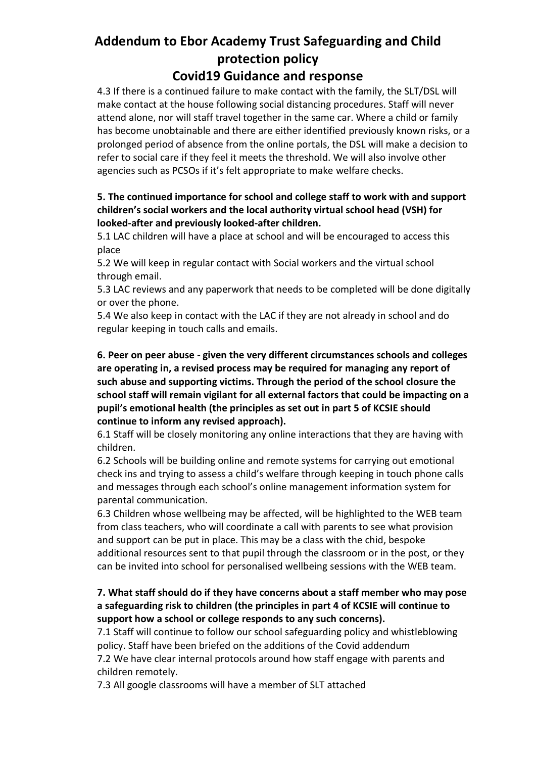# Addendum to Ebor Academy Trust Safeguarding and Child protection policy

## Covid19 Guidance and response

4.3 If there is a continued failure to make contact with the family, the SLT/DSL will make contact at the house following social distancing procedures. Staff will never attend alone, nor will staff travel together in the same car. Where a child or family has become unobtainable and there are either identified previously known risks, or a prolonged period of absence from the online portals, the DSL will make a decision to refer to social care if they feel it meets the threshold. We will also involve other agencies such as PCSOs if it's felt appropriate to make welfare checks.

**5. The continued importance for school and college staff to work with and support children's social workers and the local authority virtual school head (VSH) for looked-after and previously looked-after children.**

5.1 LAC children will have a place at school and will be encouraged to access this place

5.2 We will keep in regular contact with Social workers and the virtual school through email.

5.3 LAC reviews and any paperwork that needs to be completed will be done digitally or over the phone.

5.4 We also keep in contact with the LAC if they are not already in school and do regular keeping in touch calls and emails.

**6. Peer on peer abuse - given the very different circumstances schools and colleges are operating in, a revised process may be required for managing any report of such abuse and supporting victims. Through the period of the school closure the school staff will remain vigilant for all external factors that could be impacting on a pupil's emotional health (the principles as set out in part 5 of KCSIE should continue to inform any revised approach).**

6.1 Staff will be closely monitoring any online interactions that they are having with children.

6.2 Schools will be building online and remote systems for carrying out emotional check ins and trying to assess a child's welfare through keeping in touch phone calls and messages through each school's online management information system for parental communication.

6.3 Children whose wellbeing may be affected, will be highlighted to the WEB team from class teachers, who will coordinate a call with parents to see what provision and support can be put in place. This may be a class with the chid, bespoke additional resources sent to that pupil through the classroom or in the post, or they can be invited into school for personalised wellbeing sessions with the WEB team.

**7. What staff should do if they have concerns about a staff member who may pose a safeguarding risk to children (the principles in part 4 of KCSIE will continue to support how a school or college responds to any such concerns).**

7.1 Staff will continue to follow our school safeguarding policy and whistleblowing policy. Staff have been briefed on the additions of the Covid addendum

7.2 We have clear internal protocols around how staff engage with parents and children remotely.

7.3 All google classrooms will have a member of SLT attached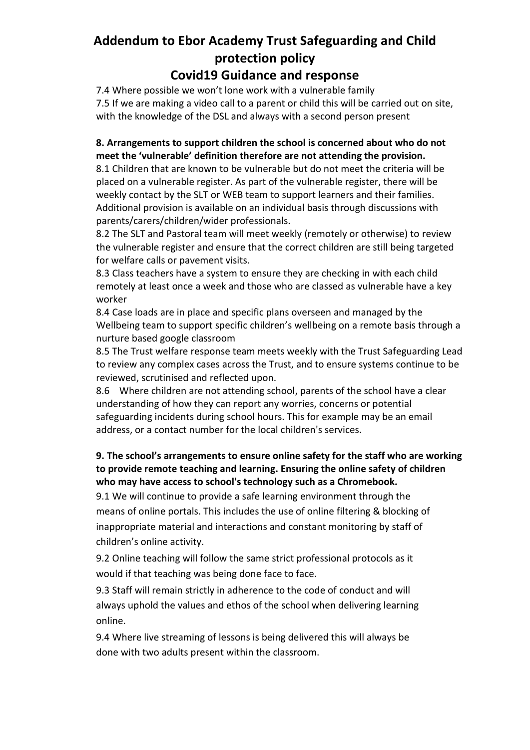# Addendum to Ebor Academy Trust Safeguarding and Child protection policy

## Covid19 Guidance and response

7.4 Where possible we won't lone work with a vulnerable family

7.5 If we are making a video call to a parent or child this will be carried out on site, with the knowledge of the DSL and always with a second person present

**8. Arrangements to support children the school is concerned about who do not meet the 'vulnerable' definition therefore are not attending the provision.**

8.1 Children that are known to be vulnerable but do not meet the criteria will be placed on a vulnerable register. As part of the vulnerable register, there will be weekly contact by the SLT or WEB team to support learners and their families. Additional provision is available on an individual basis through discussions with parents/carers/children/wider professionals.

8.2 The SLT and Pastoral team will meet weekly (remotely or otherwise) to review the vulnerable register and ensure that the correct children are still being targeted for welfare calls or pavement visits.

8.3 Class teachers have a system to ensure they are checking in with each child remotely at least once a week and those who are classed as vulnerable have a key worker

8.4 Case loads are in place and specific plans overseen and managed by the Wellbeing team to support specific children's wellbeing on a remote basis through a nurture based google classroom

8.5 The Trust welfare response team meets weekly with the Trust Safeguarding Lead to review any complex cases across the Trust, and to ensure systems continue to be reviewed, scrutinised and reflected upon.

8.6 Where children are not attending school, parents of the school have a clear understanding of how they can report any worries, concerns or potential safeguarding incidents during school hours. This for example may be an email address, or a contact number for the local children's services.

**9. The school's arrangements to ensure online safety for the staff who are working to provide remote teaching and learning. Ensuring the online safety of children who may have access to school's technology such as a Chromebook.**

9.1 We will continue to provide a safe learning environment through the means of online portals. This includes the use of online filtering & blocking of inappropriate material and interactions and constant monitoring by staff of children's online activity.

9.2 Online teaching will follow the same strict professional protocols as it would if that teaching was being done face to face.

9.3 Staff will remain strictly in adherence to the code of conduct and will always uphold the values and ethos of the school when delivering learning online.

9.4 Where live streaming of lessons is being delivered this will always be done with two adults present within the classroom.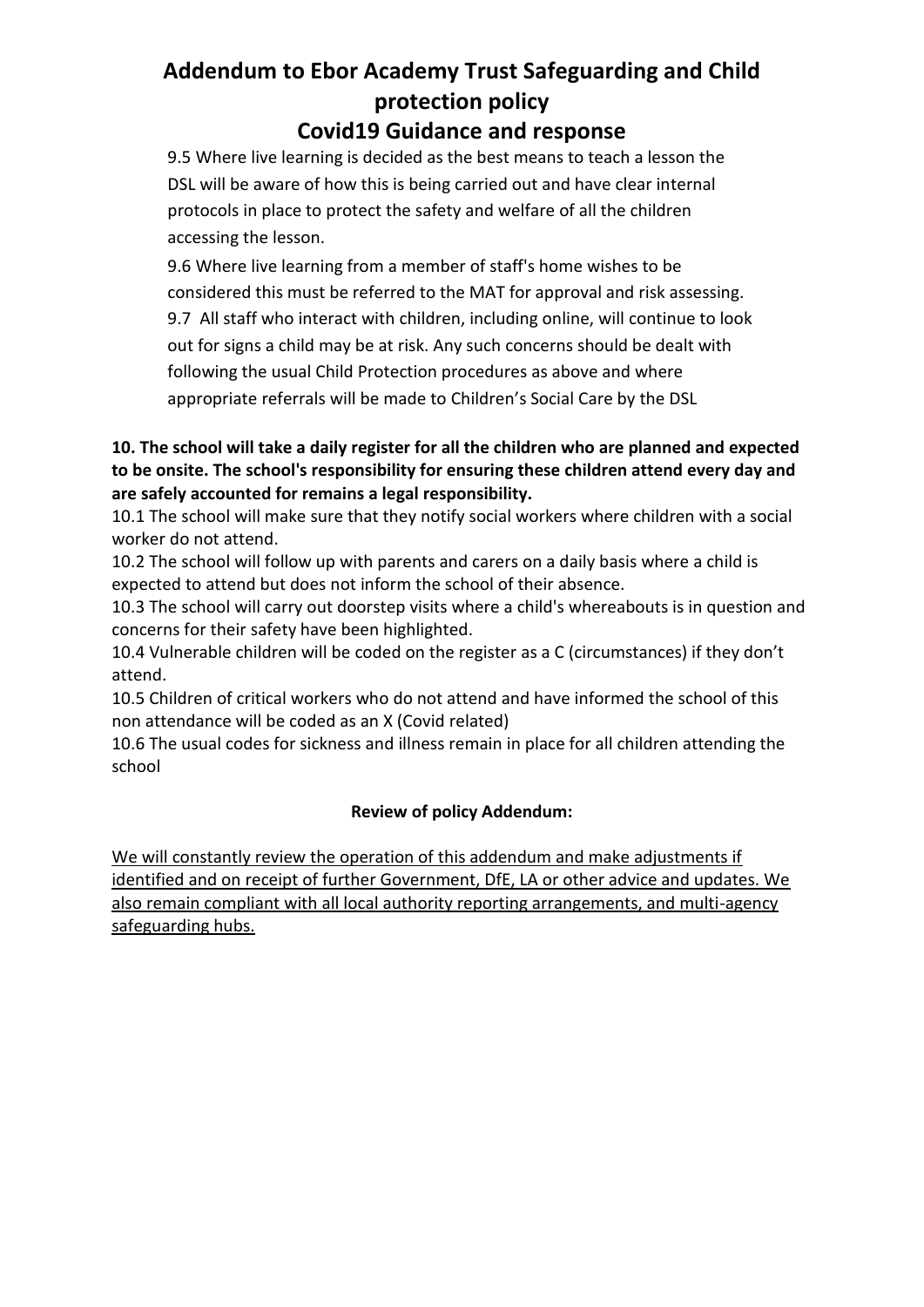# Addendum to Ebor Academy Trust Safeguarding and Child protection policy

## Covid19 Guidance and response

9.5 Where live learning is decided as the best means to teach a lesson the DSL will be aware of how this is being carried out and have clear internal protocols in place to protect the safety and welfare of all the children accessing the lesson.

9.6 Where live learning from a member of staff's home wishes to be considered this must be referred to the MAT for approval and risk assessing.

9.7 All staff who interact with children, including online, will continue to look out for signs a child may be at risk. Any such concerns should be dealt with following the usual Child Protection procedures as above and where appropriate referrals will be made to Children's Social Care by the DSL

**10. The school will take a daily register for all the children who are planned and expected to be onsite. The school's responsibility for ensuring these children attend every day and are safely accounted for remains a legal responsibility.**

10.1 The school will make sure that they notify social workers where children with a social worker do not attend.

10.2 The school will follow up with parents and carers on a daily basis where a child is expected to attend but does not inform the school of their absence.

10.3 The school will carry out doorstep visits where a child's whereabouts is in question and concerns for their safety have been highlighted.

10.4 Vulnerable children will be coded on the register as a C (circumstances) if they don't attend.

10.5 Children of critical workers who do not attend and have informed the school of this non attendance will be coded as an X (Covid related)

10.6 The usual codes for sickness and illness remain in place for all children attending the school

**Review of policy Addendum:**

We will constantly review the operation of this addendum and make adjustments if identified and on receipt of further Government, DfE, LA or other advice and updates. We also remain compliant with all local authority reporting arrangements, and multi-agency safeguarding hubs.